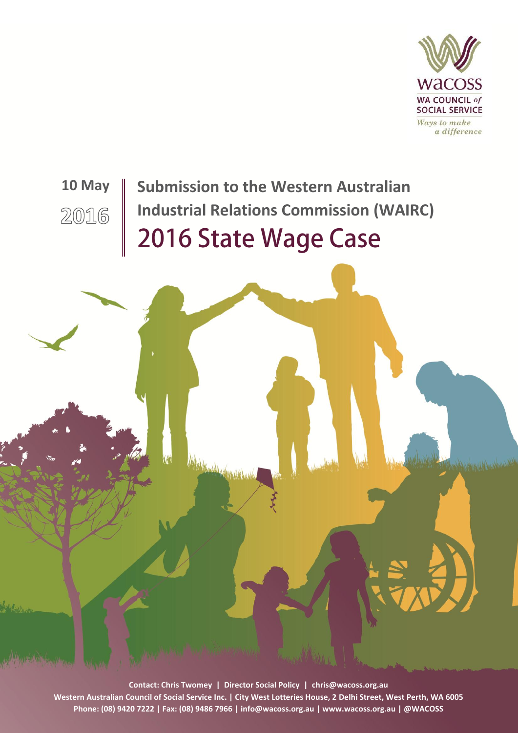WACOSS

WA COUNCIL *of* SOCIAL SERVICE

*Ways to make a difference*

**10 May 2016**

# Submission to the Western Australian Industrial Relations Commission (WAIRC)

# 2016 State Wage Case

**Contact: Chris Twomey | Director Social Policy | chris@wacoss.org.au**

**Western Australian Council of Social Service Inc. | City West Lotteries House, 2 Delhi Street, West Perth, WA 6005**

**Phone: (08) 9420 7222 | Fax: (08) 9486 7966 | info@wacoss.org.au | www.wacoss.org.au | @WACOSS**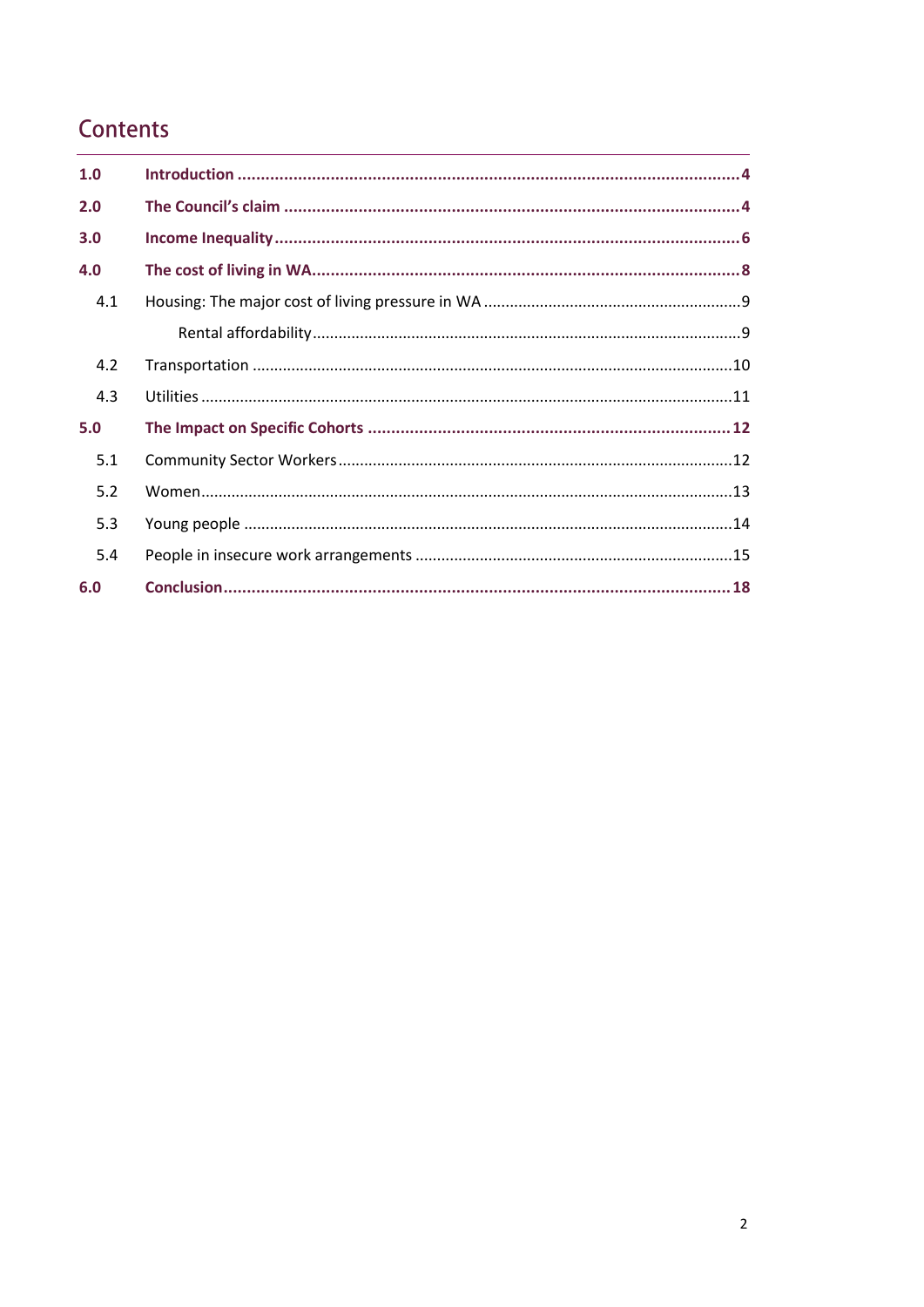# Contents

| | | |
|---|---|---|
| **1.0** | **Introduction** | **4** |
| **2.0** | **The Council's claim** | **4** |
| **3.0** | **Income Inequality** | **6** |
| **4.0** | **The cost of living in WA** | **8** |
| 4.1 | Housing: The major cost of living pressure in WA | 9 |
| | Rental affordability | 9 |
| 4.2 | Transportation | 10 |
| 4.3 | Utilities | 11 |
| **5.0** | **The Impact on Specific Cohorts** | **12** |
| 5.1 | Community Sector Workers | 12 |
| 5.2 | Women | 13 |
| 5.3 | Young people | 14 |
| 5.4 | People in insecure work arrangements | 15 |
| **6.0** | **Conclusion** | **18** |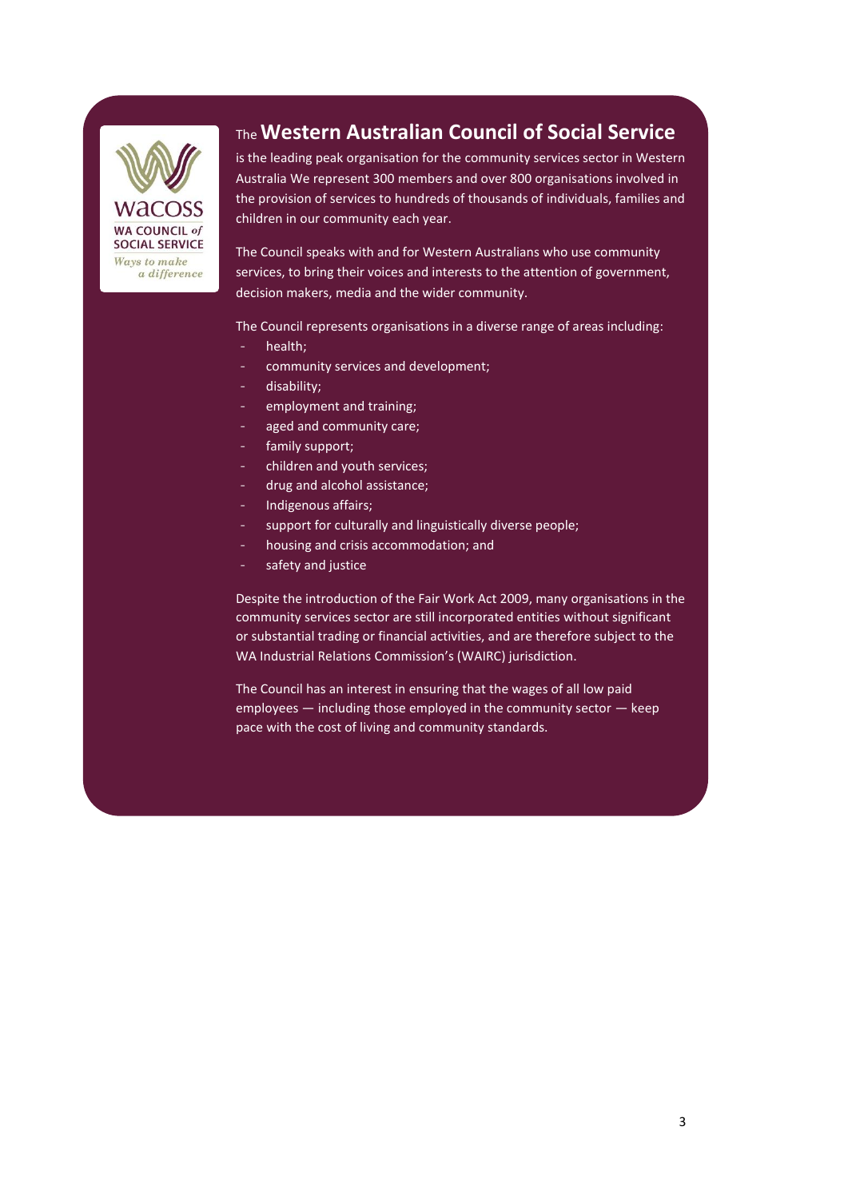## The Western Australian Council of Social Service

is the leading peak organisation for the community services sector in Western Australia We represent 300 members and over 800 organisations involved in the provision of services to hundreds of thousands of individuals, families and children in our community each year.

The Council speaks with and for Western Australians who use community services, to bring their voices and interests to the attention of government, decision makers, media and the wider community.

The Council represents organisations in a diverse range of areas including:

- health;
- community services and development;
- disability;
- employment and training;
- aged and community care;
- family support;
- children and youth services;
- drug and alcohol assistance;
- Indigenous affairs;
- support for culturally and linguistically diverse people;
- housing and crisis accommodation; and
- safety and justice

Despite the introduction of the Fair Work Act 2009, many organisations in the community services sector are still incorporated entities without significant or substantial trading or financial activities, and are therefore subject to the WA Industrial Relations Commission's (WAIRC) jurisdiction.

The Council has an interest in ensuring that the wages of all low paid employees — including those employed in the community sector — keep pace with the cost of living and community standards.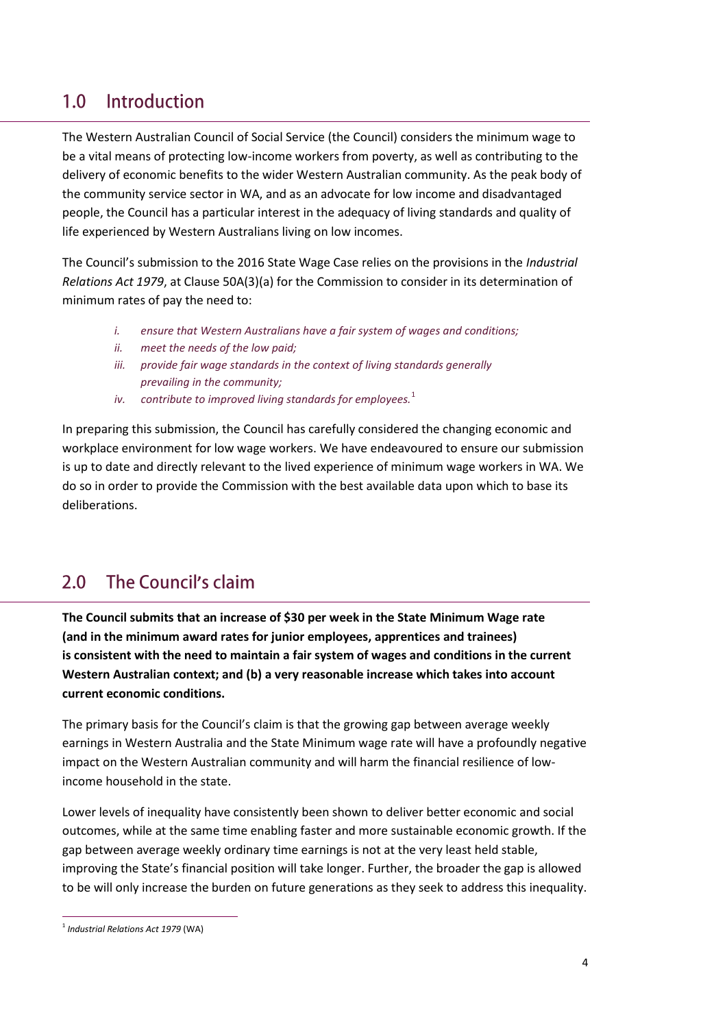## 1.0 Introduction

The Western Australian Council of Social Service (the Council) considers the minimum wage to be a vital means of protecting low-income workers from poverty, as well as contributing to the delivery of economic benefits to the wider Western Australian community. As the peak body of the community service sector in WA, and as an advocate for low income and disadvantaged people, the Council has a particular interest in the adequacy of living standards and quality of life experienced by Western Australians living on low incomes.

The Council's submission to the 2016 State Wage Case relies on the provisions in the *Industrial Relations Act 1979*, at Clause 50A(3)(a) for the Commission to consider in its determination of minimum rates of pay the need to:

- *i. ensure that Western Australians have a fair system of wages and conditions;*
- *ii. meet the needs of the low paid;*
- *iii. provide fair wage standards in the context of living standards generally prevailing in the community;*
- *iv. contribute to improved living standards for employees.*[1]

In preparing this submission, the Council has carefully considered the changing economic and workplace environment for low wage workers. We have endeavoured to ensure our submission is up to date and directly relevant to the lived experience of minimum wage workers in WA. We do so in order to provide the Commission with the best available data upon which to base its deliberations.

## 2.0 The Council's claim

**The Council submits that an increase of $30 per week in the State Minimum Wage rate (and in the minimum award rates for junior employees, apprentices and trainees) is consistent with the need to maintain a fair system of wages and conditions in the current Western Australian context; and (b) a very reasonable increase which takes into account current economic conditions.**

The primary basis for the Council's claim is that the growing gap between average weekly earnings in Western Australia and the State Minimum wage rate will have a profoundly negative impact on the Western Australian community and will harm the financial resilience of low-income household in the state.

Lower levels of inequality have consistently been shown to deliver better economic and social outcomes, while at the same time enabling faster and more sustainable economic growth. If the gap between average weekly ordinary time earnings is not at the very least held stable, improving the State's financial position will take longer. Further, the broader the gap is allowed to be will only increase the burden on future generations as they seek to address this inequality.

---

[1] *Industrial Relations Act 1979* (WA)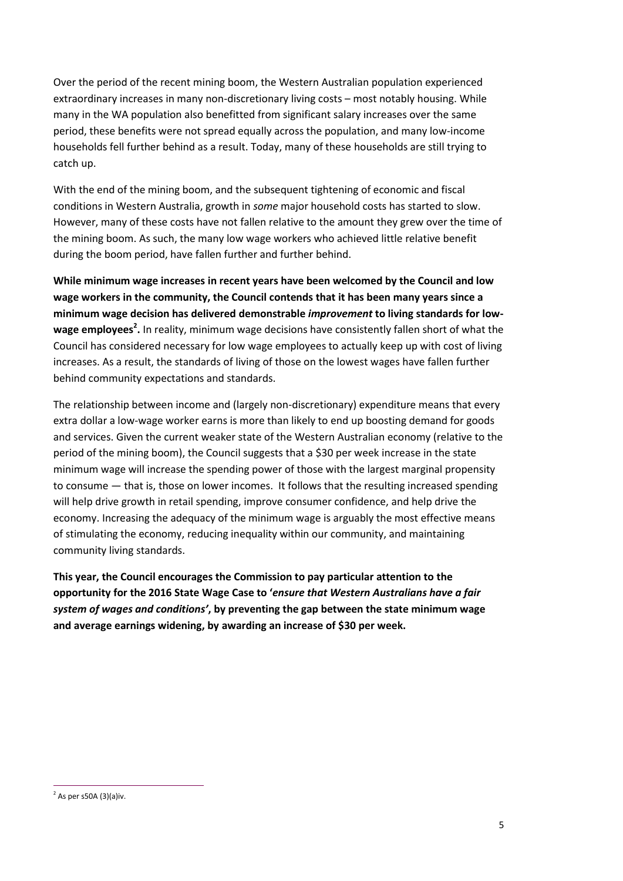Over the period of the recent mining boom, the Western Australian population experienced extraordinary increases in many non-discretionary living costs – most notably housing. While many in the WA population also benefitted from significant salary increases over the same period, these benefits were not spread equally across the population, and many low-income households fell further behind as a result. Today, many of these households are still trying to catch up.

With the end of the mining boom, and the subsequent tightening of economic and fiscal conditions in Western Australia, growth in *some* major household costs has started to slow. However, many of these costs have not fallen relative to the amount they grew over the time of the mining boom. As such, the many low wage workers who achieved little relative benefit during the boom period, have fallen further and further behind.

**While minimum wage increases in recent years have been welcomed by the Council and low wage workers in the community, the Council contends that it has been many years since a minimum wage decision has delivered demonstrable *improvement* to living standards for low-wage employees[2].** In reality, minimum wage decisions have consistently fallen short of what the Council has considered necessary for low wage employees to actually keep up with cost of living increases. As a result, the standards of living of those on the lowest wages have fallen further behind community expectations and standards.

The relationship between income and (largely non-discretionary) expenditure means that every extra dollar a low-wage worker earns is more than likely to end up boosting demand for goods and services. Given the current weaker state of the Western Australian economy (relative to the period of the mining boom), the Council suggests that a $30 per week increase in the state minimum wage will increase the spending power of those with the largest marginal propensity to consume — that is, those on lower incomes. It follows that the resulting increased spending will help drive growth in retail spending, improve consumer confidence, and help drive the economy. Increasing the adequacy of the minimum wage is arguably the most effective means of stimulating the economy, reducing inequality within our community, and maintaining community living standards.

**This year, the Council encourages the Commission to pay particular attention to the opportunity for the 2016 State Wage Case to '*ensure that Western Australians have a fair system of wages and conditions*', by preventing the gap between the state minimum wage and average earnings widening, by awarding an increase of $30 per week.**

---

[2] As per s50A (3)(a)iv.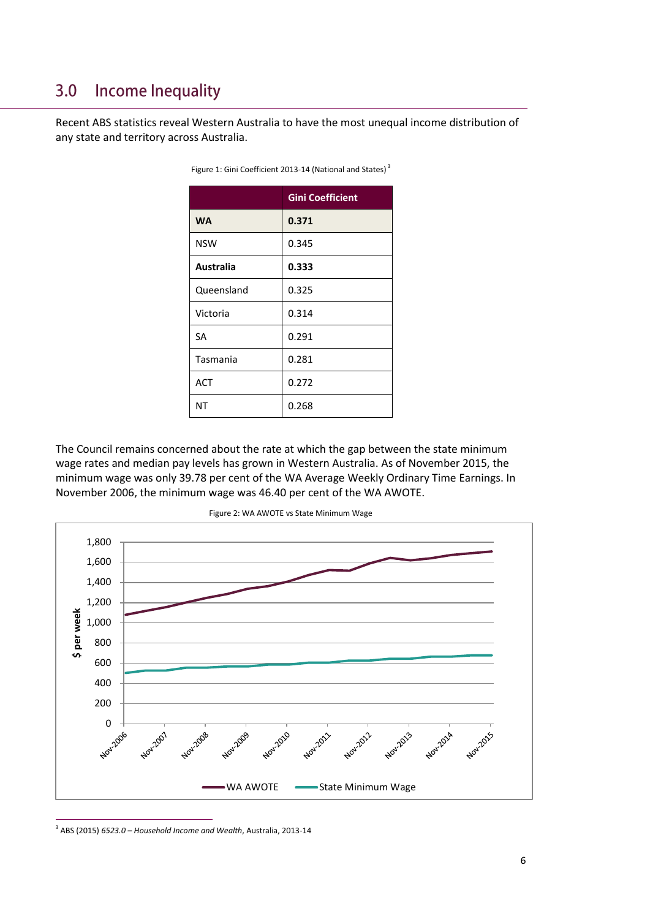## 3.0 Income Inequality

Recent ABS statistics reveal Western Australia to have the most unequal income distribution of any state and territory across Australia.

Figure 1: Gini Coefficient 2013-14 (National and States) [3]

| | Gini Coefficient |
|---|---|
| **WA** | **0.371** |
| NSW | 0.345 |
| **Australia** | **0.333** |
| Queensland | 0.325 |
| Victoria | 0.314 |
| SA | 0.291 |
| Tasmania | 0.281 |
| ACT | 0.272 |
| NT | 0.268 |

The Council remains concerned about the rate at which the gap between the state minimum wage rates and median pay levels has grown in Western Australia. As of November 2015, the minimum wage was only 39.78 per cent of the WA Average Weekly Ordinary Time Earnings. In November 2006, the minimum wage was 46.40 per cent of the WA AWOTE.

Figure 2: WA AWOTE vs State Minimum Wage

[3] ABS (2015) *6523.0 – Household Income and Wealth*, Australia, 2013-14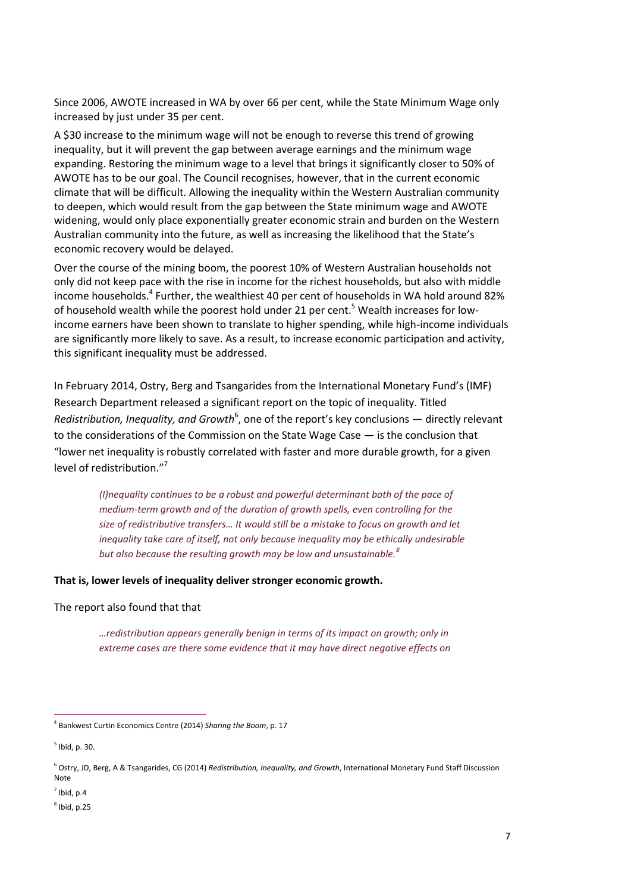Since 2006, AWOTE increased in WA by over 66 per cent, while the State Minimum Wage only increased by just under 35 per cent.

A $30 increase to the minimum wage will not be enough to reverse this trend of growing inequality, but it will prevent the gap between average earnings and the minimum wage expanding. Restoring the minimum wage to a level that brings it significantly closer to 50% of AWOTE has to be our goal. The Council recognises, however, that in the current economic climate that will be difficult. Allowing the inequality within the Western Australian community to deepen, which would result from the gap between the State minimum wage and AWOTE widening, would only place exponentially greater economic strain and burden on the Western Australian community into the future, as well as increasing the likelihood that the State's economic recovery would be delayed.

Over the course of the mining boom, the poorest 10% of Western Australian households not only did not keep pace with the rise in income for the richest households, but also with middle income households.[4] Further, the wealthiest 40 per cent of households in WA hold around 82% of household wealth while the poorest hold under 21 per cent.[5] Wealth increases for low-income earners have been shown to translate to higher spending, while high-income individuals are significantly more likely to save. As a result, to increase economic participation and activity, this significant inequality must be addressed.

In February 2014, Ostry, Berg and Tsangarides from the International Monetary Fund's (IMF) Research Department released a significant report on the topic of inequality. Titled *Redistribution, Inequality, and Growth*[6], one of the report's key conclusions — directly relevant to the considerations of the Commission on the State Wage Case — is the conclusion that "lower net inequality is robustly correlated with faster and more durable growth, for a given level of redistribution."[7]

> *(I)nequality continues to be a robust and powerful determinant both of the pace of medium-term growth and of the duration of growth spells, even controlling for the size of redistributive transfers… It would still be a mistake to focus on growth and let inequality take care of itself, not only because inequality may be ethically undesirable but also because the resulting growth may be low and unsustainable.*[8]

**That is, lower levels of inequality deliver stronger economic growth.**

The report also found that that

> *…redistribution appears generally benign in terms of its impact on growth; only in extreme cases are there some evidence that it may have direct negative effects on*

---

[4] Bankwest Curtin Economics Centre (2014) *Sharing the Boom*, p. 17

[5] Ibid, p. 30.

[6] Ostry, JD, Berg, A & Tsangarides, CG (2014) *Redistribution, Inequality, and Growth*, International Monetary Fund Staff Discussion Note

[7] Ibid, p.4

[8] Ibid, p.25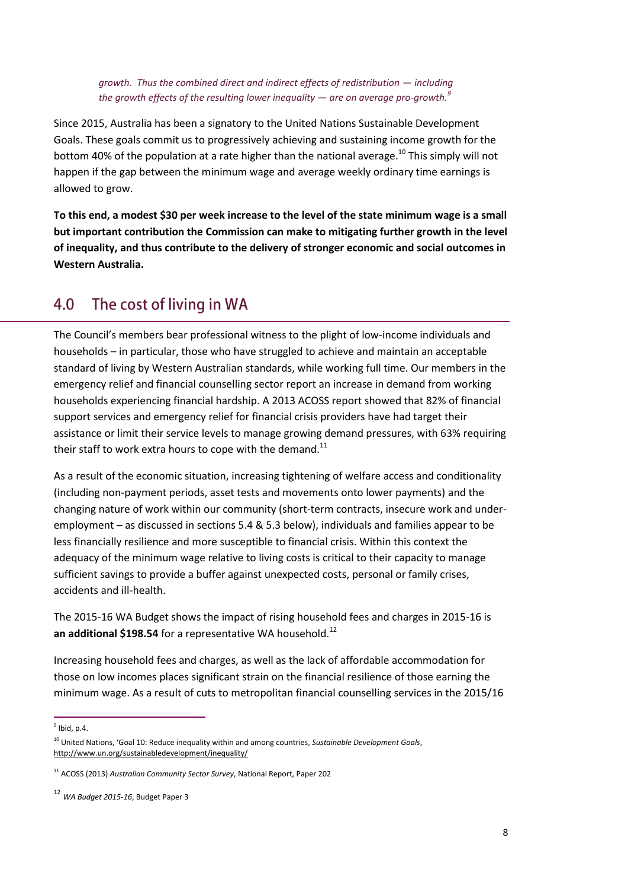*growth. Thus the combined direct and indirect effects of redistribution — including the growth effects of the resulting lower inequality — are on average pro-growth.*[9]

Since 2015, Australia has been a signatory to the United Nations Sustainable Development Goals. These goals commit us to progressively achieving and sustaining income growth for the bottom 40% of the population at a rate higher than the national average.[10] This simply will not happen if the gap between the minimum wage and average weekly ordinary time earnings is allowed to grow.

**To this end, a modest $30 per week increase to the level of the state minimum wage is a small but important contribution the Commission can make to mitigating further growth in the level of inequality, and thus contribute to the delivery of stronger economic and social outcomes in Western Australia.**

## 4.0 The cost of living in WA

The Council's members bear professional witness to the plight of low-income individuals and households – in particular, those who have struggled to achieve and maintain an acceptable standard of living by Western Australian standards, while working full time. Our members in the emergency relief and financial counselling sector report an increase in demand from working households experiencing financial hardship. A 2013 ACOSS report showed that 82% of financial support services and emergency relief for financial crisis providers have had target their assistance or limit their service levels to manage growing demand pressures, with 63% requiring their staff to work extra hours to cope with the demand.[11]

As a result of the economic situation, increasing tightening of welfare access and conditionality (including non-payment periods, asset tests and movements onto lower payments) and the changing nature of work within our community (short-term contracts, insecure work and under-employment – as discussed in sections 5.4 & 5.3 below), individuals and families appear to be less financially resilience and more susceptible to financial crisis. Within this context the adequacy of the minimum wage relative to living costs is critical to their capacity to manage sufficient savings to provide a buffer against unexpected costs, personal or family crises, accidents and ill-health.

The 2015-16 WA Budget shows the impact of rising household fees and charges in 2015-16 is **an additional $198.54** for a representative WA household.[12]

Increasing household fees and charges, as well as the lack of affordable accommodation for those on low incomes places significant strain on the financial resilience of those earning the minimum wage. As a result of cuts to metropolitan financial counselling services in the 2015/16

---

[9] Ibid, p.4.

[10] United Nations, 'Goal 10: Reduce inequality within and among countries, *Sustainable Development Goals*, http://www.un.org/sustainabledevelopment/inequality/

[11] ACOSS (2013) *Australian Community Sector Survey*, National Report, Paper 202

[12] *WA Budget 2015-16*, Budget Paper 3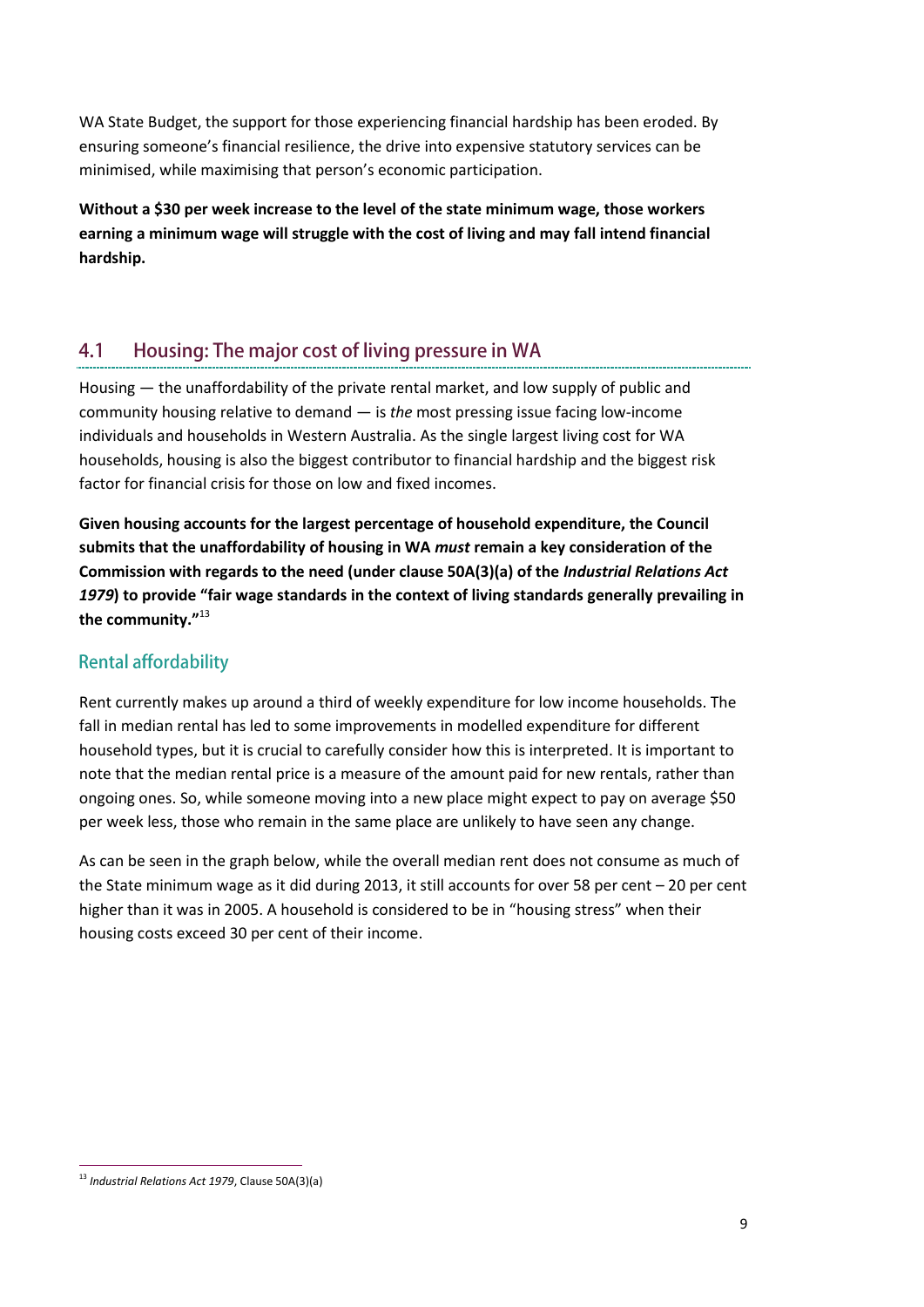WA State Budget, the support for those experiencing financial hardship has been eroded. By ensuring someone's financial resilience, the drive into expensive statutory services can be minimised, while maximising that person's economic participation.

**Without a $30 per week increase to the level of the state minimum wage, those workers earning a minimum wage will struggle with the cost of living and may fall intend financial hardship.**

## 4.1 Housing: The major cost of living pressure in WA

Housing — the unaffordability of the private rental market, and low supply of public and community housing relative to demand — is *the* most pressing issue facing low-income individuals and households in Western Australia. As the single largest living cost for WA households, housing is also the biggest contributor to financial hardship and the biggest risk factor for financial crisis for those on low and fixed incomes.

**Given housing accounts for the largest percentage of household expenditure, the Council submits that the unaffordability of housing in WA *must* remain a key consideration of the Commission with regards to the need (under clause 50A(3)(a) of the *Industrial Relations Act 1979*) to provide "fair wage standards in the context of living standards generally prevailing in the community."**[13]

### Rental affordability

Rent currently makes up around a third of weekly expenditure for low income households. The fall in median rental has led to some improvements in modelled expenditure for different household types, but it is crucial to carefully consider how this is interpreted. It is important to note that the median rental price is a measure of the amount paid for new rentals, rather than ongoing ones. So, while someone moving into a new place might expect to pay on average $50 per week less, those who remain in the same place are unlikely to have seen any change.

As can be seen in the graph below, while the overall median rent does not consume as much of the State minimum wage as it did during 2013, it still accounts for over 58 per cent – 20 per cent higher than it was in 2005. A household is considered to be in "housing stress" when their housing costs exceed 30 per cent of their income.

[13] *Industrial Relations Act 1979*, Clause 50A(3)(a)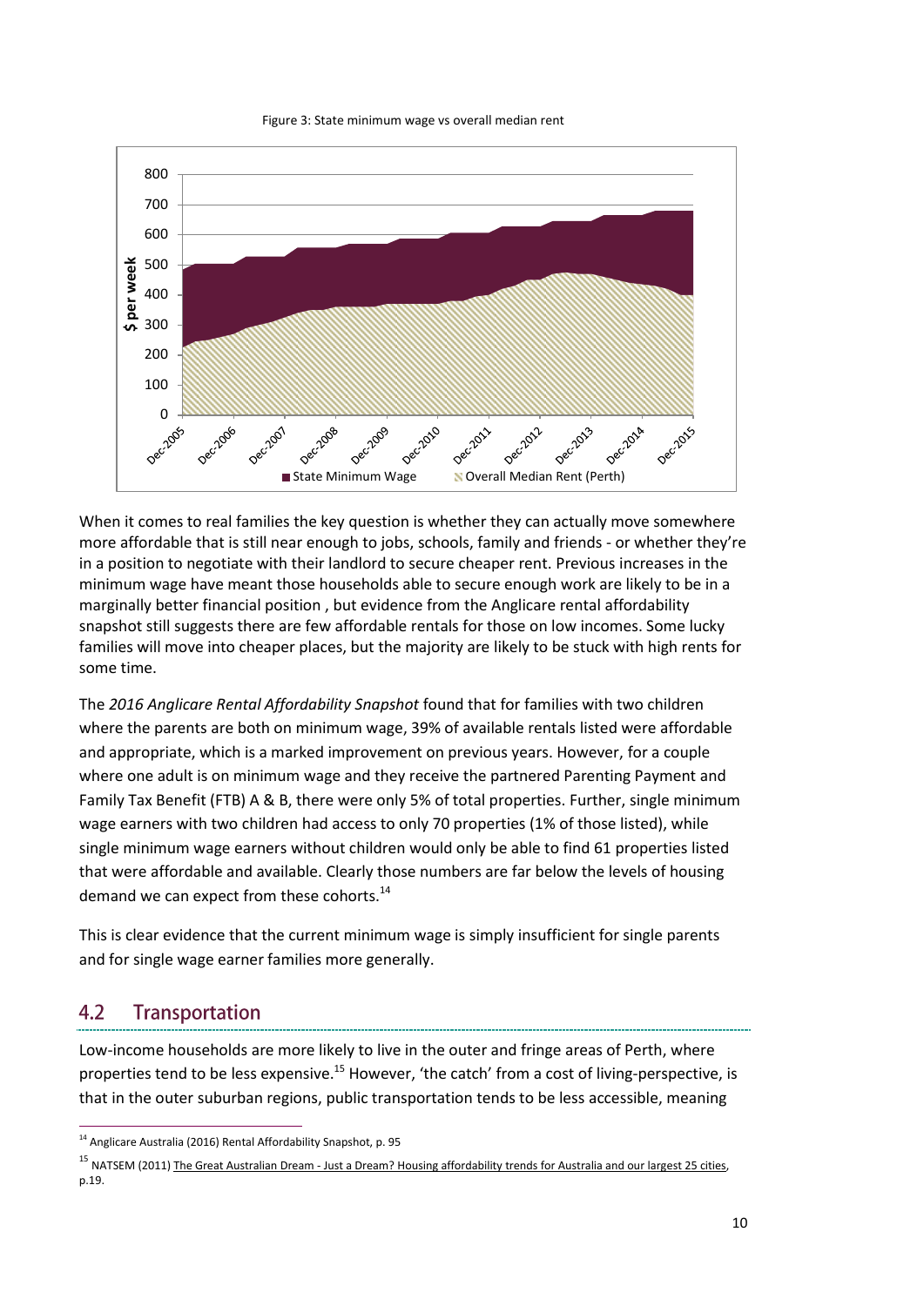Figure 3: State minimum wage vs overall median rent

When it comes to real families the key question is whether they can actually move somewhere more affordable that is still near enough to jobs, schools, family and friends - or whether they're in a position to negotiate with their landlord to secure cheaper rent. Previous increases in the minimum wage have meant those households able to secure enough work are likely to be in a marginally better financial position , but evidence from the Anglicare rental affordability snapshot still suggests there are few affordable rentals for those on low incomes. Some lucky families will move into cheaper places, but the majority are likely to be stuck with high rents for some time.

The *2016 Anglicare Rental Affordability Snapshot* found that for families with two children where the parents are both on minimum wage, 39% of available rentals listed were affordable and appropriate, which is a marked improvement on previous years. However, for a couple where one adult is on minimum wage and they receive the partnered Parenting Payment and Family Tax Benefit (FTB) A & B, there were only 5% of total properties. Further, single minimum wage earners with two children had access to only 70 properties (1% of those listed), while single minimum wage earners without children would only be able to find 61 properties listed that were affordable and available. Clearly those numbers are far below the levels of housing demand we can expect from these cohorts.[14]

This is clear evidence that the current minimum wage is simply insufficient for single parents and for single wage earner families more generally.

## 4.2 Transportation

Low-income households are more likely to live in the outer and fringe areas of Perth, where properties tend to be less expensive.[15] However, 'the catch' from a cost of living-perspective, is that in the outer suburban regions, public transportation tends to be less accessible, meaning

---

[14] Anglicare Australia (2016) Rental Affordability Snapshot, p. 95

[15] NATSEM (2011) The Great Australian Dream - Just a Dream? Housing affordability trends for Australia and our largest 25 cities, p.19.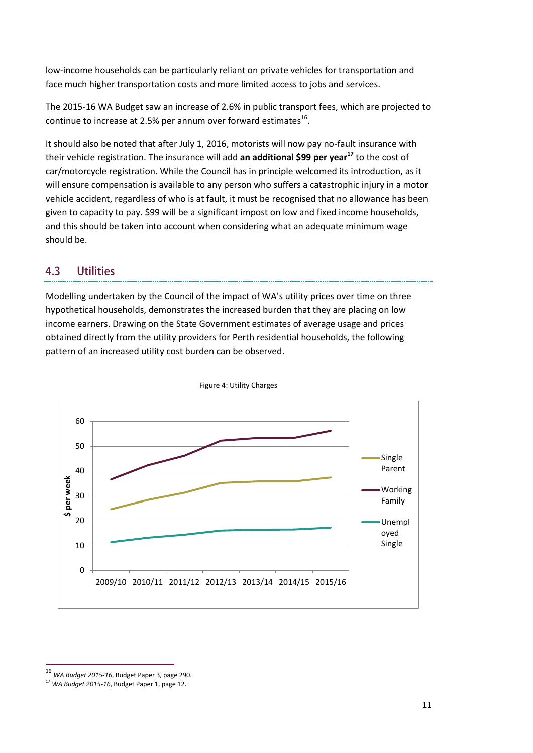low-income households can be particularly reliant on private vehicles for transportation and face much higher transportation costs and more limited access to jobs and services.

The 2015-16 WA Budget saw an increase of 2.6% in public transport fees, which are projected to continue to increase at 2.5% per annum over forward estimates[16].

It should also be noted that after July 1, 2016, motorists will now pay no-fault insurance with their vehicle registration. The insurance will add **an additional $99 per year**[17] to the cost of car/motorcycle registration. While the Council has in principle welcomed its introduction, as it will ensure compensation is available to any person who suffers a catastrophic injury in a motor vehicle accident, regardless of who is at fault, it must be recognised that no allowance has been given to capacity to pay. $99 will be a significant impost on low and fixed income households, and this should be taken into account when considering what an adequate minimum wage should be.

## 4.3 Utilities

Modelling undertaken by the Council of the impact of WA's utility prices over time on three hypothetical households, demonstrates the increased burden that they are placing on low income earners. Drawing on the State Government estimates of average usage and prices obtained directly from the utility providers for Perth residential households, the following pattern of an increased utility cost burden can be observed.

Figure 4: Utility Charges

---

[16] *WA Budget 2015-16*, Budget Paper 3, page 290.

[17] *WA Budget 2015-16*, Budget Paper 1, page 12.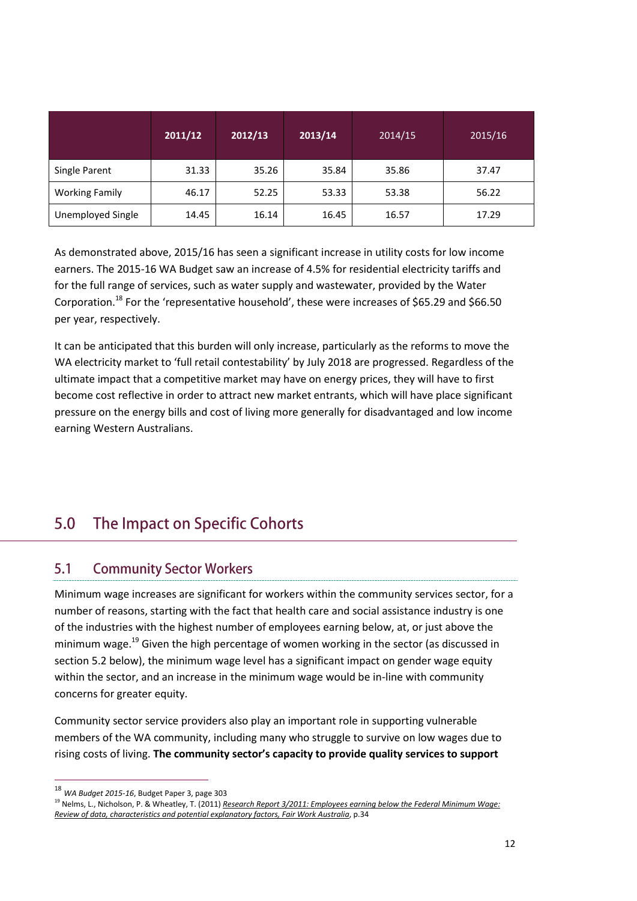| | 2011/12 | 2012/13 | 2013/14 | 2014/15 | 2015/16 |
|---|---|---|---|---|---|
| Single Parent | 31.33 | 35.26 | 35.84 | 35.86 | 37.47 |
| Working Family | 46.17 | 52.25 | 53.33 | 53.38 | 56.22 |
| Unemployed Single | 14.45 | 16.14 | 16.45 | 16.57 | 17.29 |

As demonstrated above, 2015/16 has seen a significant increase in utility costs for low income earners. The 2015-16 WA Budget saw an increase of 4.5% for residential electricity tariffs and for the full range of services, such as water supply and wastewater, provided by the Water Corporation.[18] For the 'representative household', these were increases of $65.29 and $66.50 per year, respectively.

It can be anticipated that this burden will only increase, particularly as the reforms to move the WA electricity market to 'full retail contestability' by July 2018 are progressed. Regardless of the ultimate impact that a competitive market may have on energy prices, they will have to first become cost reflective in order to attract new market entrants, which will have place significant pressure on the energy bills and cost of living more generally for disadvantaged and low income earning Western Australians.

## 5.0 The Impact on Specific Cohorts

### 5.1 Community Sector Workers

Minimum wage increases are significant for workers within the community services sector, for a number of reasons, starting with the fact that health care and social assistance industry is one of the industries with the highest number of employees earning below, at, or just above the minimum wage.[19] Given the high percentage of women working in the sector (as discussed in section 5.2 below), the minimum wage level has a significant impact on gender wage equity within the sector, and an increase in the minimum wage would be in-line with community concerns for greater equity.

Community sector service providers also play an important role in supporting vulnerable members of the WA community, including many who struggle to survive on low wages due to rising costs of living. **The community sector's capacity to provide quality services to support**

[18] *WA Budget 2015-16*, Budget Paper 3, page 303

[19] Nelms, L., Nicholson, P. & Wheatley, T. (2011) *Research Report 3/2011: Employees earning below the Federal Minimum Wage: Review of data, characteristics and potential explanatory factors, Fair Work Australia*, p.34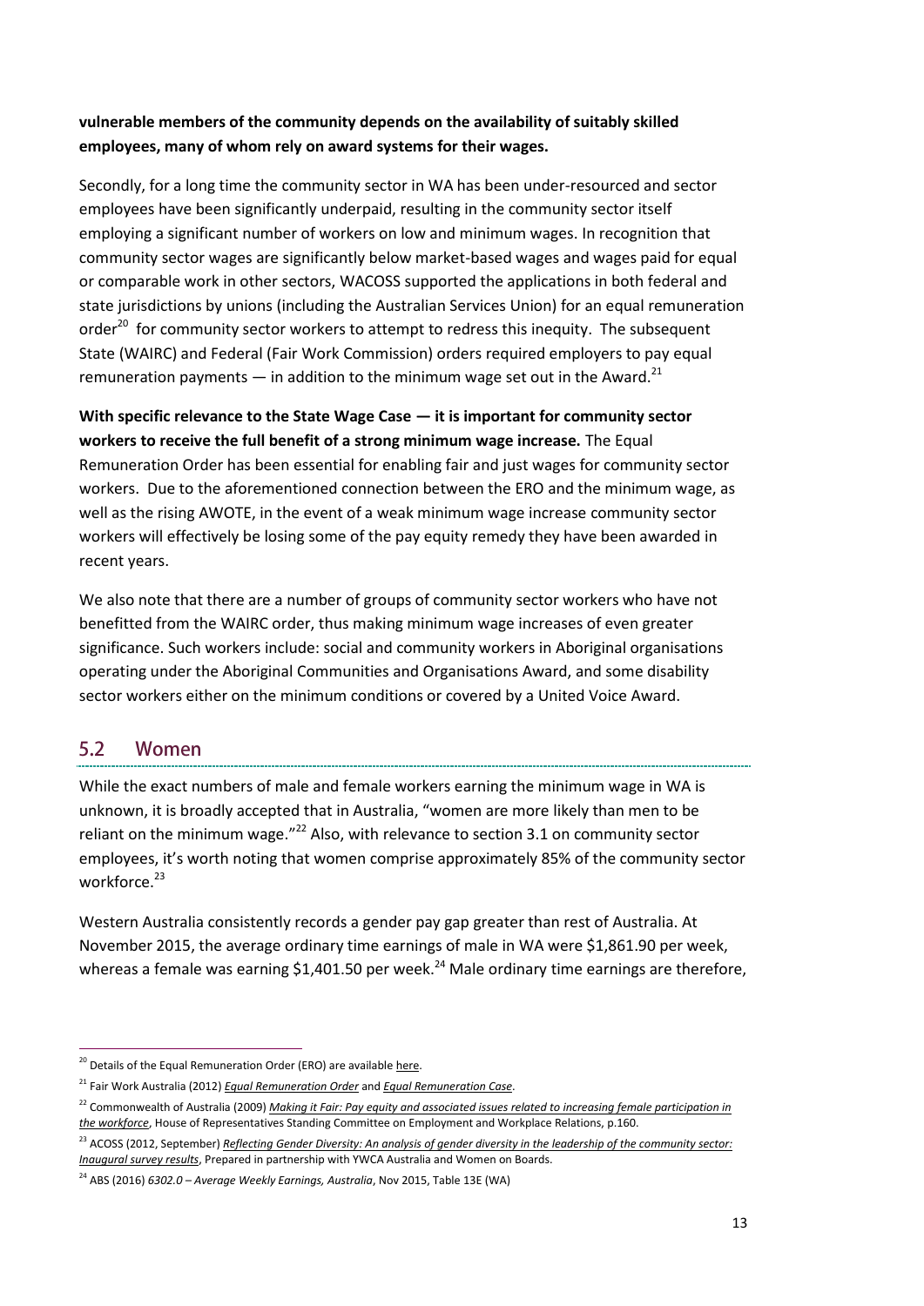**vulnerable members of the community depends on the availability of suitably skilled employees, many of whom rely on award systems for their wages.**

Secondly, for a long time the community sector in WA has been under-resourced and sector employees have been significantly underpaid, resulting in the community sector itself employing a significant number of workers on low and minimum wages. In recognition that community sector wages are significantly below market-based wages and wages paid for equal or comparable work in other sectors, WACOSS supported the applications in both federal and state jurisdictions by unions (including the Australian Services Union) for an equal remuneration order[20] for community sector workers to attempt to redress this inequity. The subsequent State (WAIRC) and Federal (Fair Work Commission) orders required employers to pay equal remuneration payments — in addition to the minimum wage set out in the Award.[21]

**With specific relevance to the State Wage Case — it is important for community sector workers to receive the full benefit of a strong minimum wage increase.** The Equal Remuneration Order has been essential for enabling fair and just wages for community sector workers. Due to the aforementioned connection between the ERO and the minimum wage, as well as the rising AWOTE, in the event of a weak minimum wage increase community sector workers will effectively be losing some of the pay equity remedy they have been awarded in recent years.

We also note that there are a number of groups of community sector workers who have not benefitted from the WAIRC order, thus making minimum wage increases of even greater significance. Such workers include: social and community workers in Aboriginal organisations operating under the Aboriginal Communities and Organisations Award, and some disability sector workers either on the minimum conditions or covered by a United Voice Award.

## 5.2 Women

While the exact numbers of male and female workers earning the minimum wage in WA is unknown, it is broadly accepted that in Australia, "women are more likely than men to be reliant on the minimum wage."[22] Also, with relevance to section 3.1 on community sector employees, it's worth noting that women comprise approximately 85% of the community sector workforce.[23]

Western Australia consistently records a gender pay gap greater than rest of Australia. At November 2015, the average ordinary time earnings of male in WA were $1,861.90 per week, whereas a female was earning $1,401.50 per week.[24] Male ordinary time earnings are therefore,

---

[20] Details of the Equal Remuneration Order (ERO) are available here.

[21] Fair Work Australia (2012) *Equal Remuneration Order* and *Equal Remuneration Case*.

[22] Commonwealth of Australia (2009) *Making it Fair: Pay equity and associated issues related to increasing female participation in the workforce*, House of Representatives Standing Committee on Employment and Workplace Relations, p.160.

[23] ACOSS (2012, September) *Reflecting Gender Diversity: An analysis of gender diversity in the leadership of the community sector: Inaugural survey results*, Prepared in partnership with YWCA Australia and Women on Boards.

[24] ABS (2016) *6302.0 – Average Weekly Earnings, Australia*, Nov 2015, Table 13E (WA)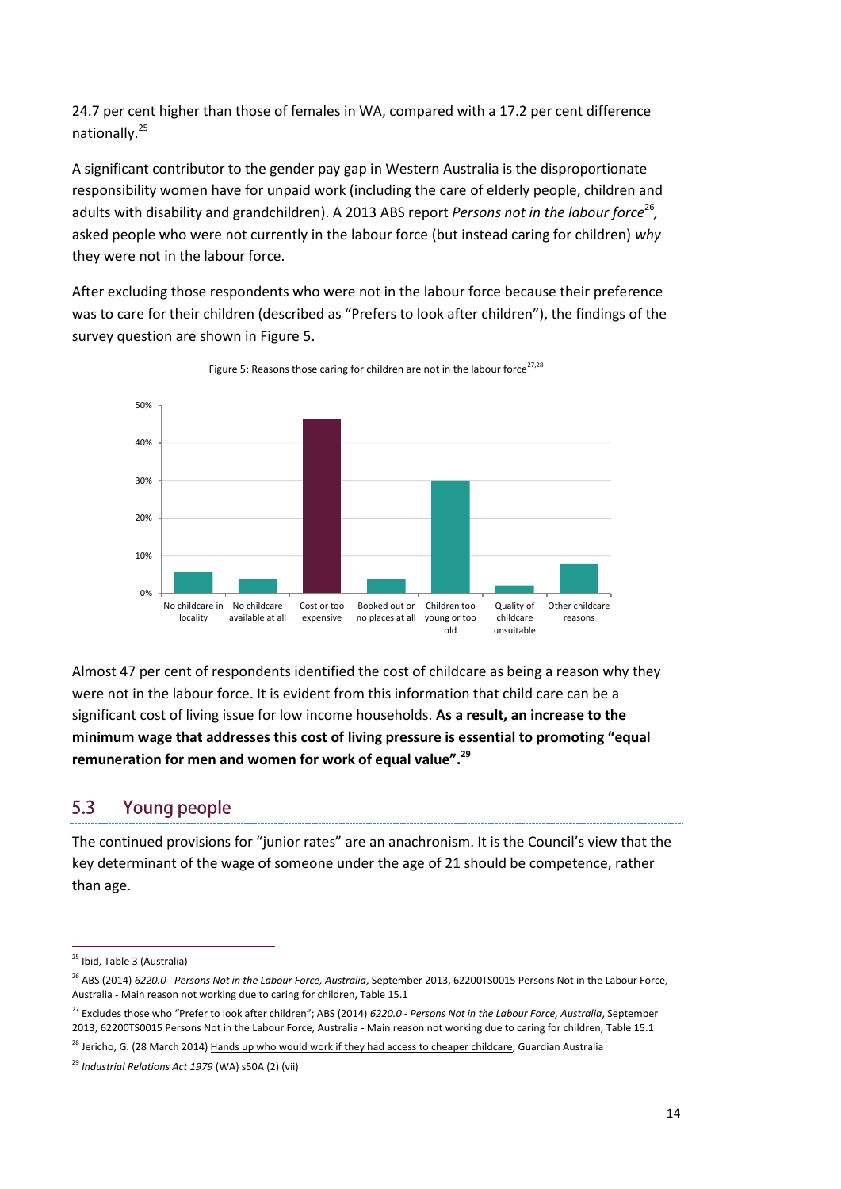24.7 per cent higher than those of females in WA, compared with a 17.2 per cent difference nationally.[25]

A significant contributor to the gender pay gap in Western Australia is the disproportionate responsibility women have for unpaid work (including the care of elderly people, children and adults with disability and grandchildren). A 2013 ABS report *Persons not in the labour force*[26], asked people who were not currently in the labour force (but instead caring for children) *why* they were not in the labour force.

After excluding those respondents who were not in the labour force because their preference was to care for their children (described as "Prefers to look after children"), the findings of the survey question are shown in Figure 5.

Figure 5: Reasons those caring for children are not in the labour force[27,28]

Almost 47 per cent of respondents identified the cost of childcare as being a reason why they were not in the labour force. It is evident from this information that child care can be a significant cost of living issue for low income households. **As a result, an increase to the minimum wage that addresses this cost of living pressure is essential to promoting "equal remuneration for men and women for work of equal value".[29]**

## 5.3 Young people

The continued provisions for "junior rates" are an anachronism. It is the Council's view that the key determinant of the wage of someone under the age of 21 should be competence, rather than age.

---

[25] Ibid, Table 3 (Australia)

[26] ABS (2014) *6220.0 - Persons Not in the Labour Force, Australia*, September 2013, 62200TS0015 Persons Not in the Labour Force, Australia - Main reason not working due to caring for children, Table 15.1

[27] Excludes those who "Prefer to look after children"; ABS (2014) *6220.0 - Persons Not in the Labour Force, Australia*, September 2013, 62200TS0015 Persons Not in the Labour Force, Australia - Main reason not working due to caring for children, Table 15.1

[28] Jericho, G. (28 March 2014) Hands up who would work if they had access to cheaper childcare, Guardian Australia

[29] *Industrial Relations Act 1979* (WA) s50A (2) (vii)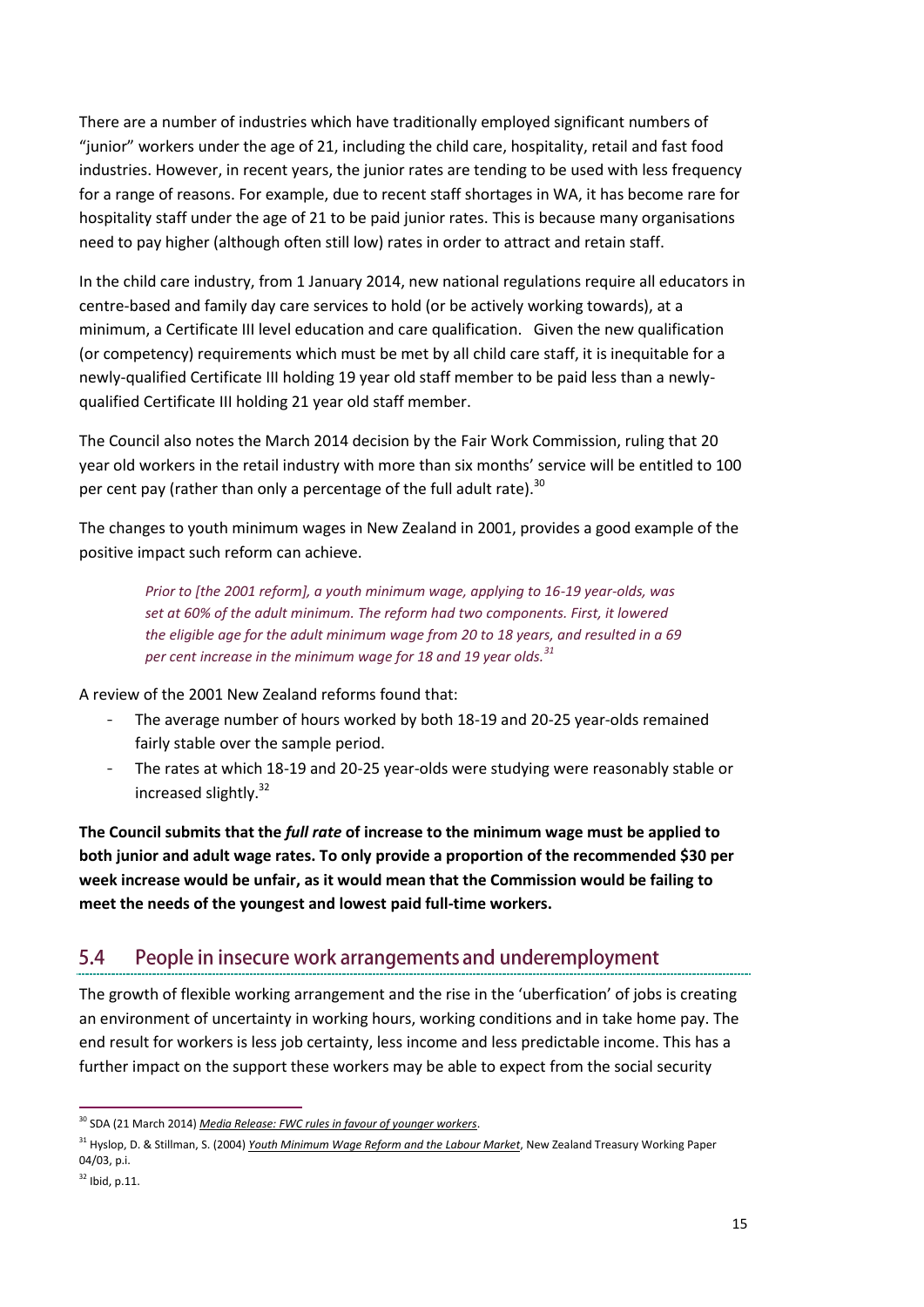There are a number of industries which have traditionally employed significant numbers of "junior" workers under the age of 21, including the child care, hospitality, retail and fast food industries. However, in recent years, the junior rates are tending to be used with less frequency for a range of reasons. For example, due to recent staff shortages in WA, it has become rare for hospitality staff under the age of 21 to be paid junior rates. This is because many organisations need to pay higher (although often still low) rates in order to attract and retain staff.

In the child care industry, from 1 January 2014, new national regulations require all educators in centre-based and family day care services to hold (or be actively working towards), at a minimum, a Certificate III level education and care qualification. Given the new qualification (or competency) requirements which must be met by all child care staff, it is inequitable for a newly-qualified Certificate III holding 19 year old staff member to be paid less than a newly-qualified Certificate III holding 21 year old staff member.

The Council also notes the March 2014 decision by the Fair Work Commission, ruling that 20 year old workers in the retail industry with more than six months' service will be entitled to 100 per cent pay (rather than only a percentage of the full adult rate).[30]

The changes to youth minimum wages in New Zealand in 2001, provides a good example of the positive impact such reform can achieve.

> *Prior to [the 2001 reform], a youth minimum wage, applying to 16-19 year-olds, was set at 60% of the adult minimum. The reform had two components. First, it lowered the eligible age for the adult minimum wage from 20 to 18 years, and resulted in a 69 per cent increase in the minimum wage for 18 and 19 year olds.*[31]

A review of the 2001 New Zealand reforms found that:

- The average number of hours worked by both 18-19 and 20-25 year-olds remained fairly stable over the sample period.
- The rates at which 18-19 and 20-25 year-olds were studying were reasonably stable or increased slightly.[32]

**The Council submits that the *full rate* of increase to the minimum wage must be applied to both junior and adult wage rates. To only provide a proportion of the recommended $30 per week increase would be unfair, as it would mean that the Commission would be failing to meet the needs of the youngest and lowest paid full-time workers.**

## 5.4 People in insecure work arrangements and underemployment

The growth of flexible working arrangement and the rise in the 'uberfication' of jobs is creating an environment of uncertainty in working hours, working conditions and in take home pay. The end result for workers is less job certainty, less income and less predictable income. This has a further impact on the support these workers may be able to expect from the social security

---

[30] SDA (21 March 2014) *Media Release: FWC rules in favour of younger workers*.

[31] Hyslop, D. & Stillman, S. (2004) *Youth Minimum Wage Reform and the Labour Market*, New Zealand Treasury Working Paper 04/03, p.i.

[32] Ibid, p.11.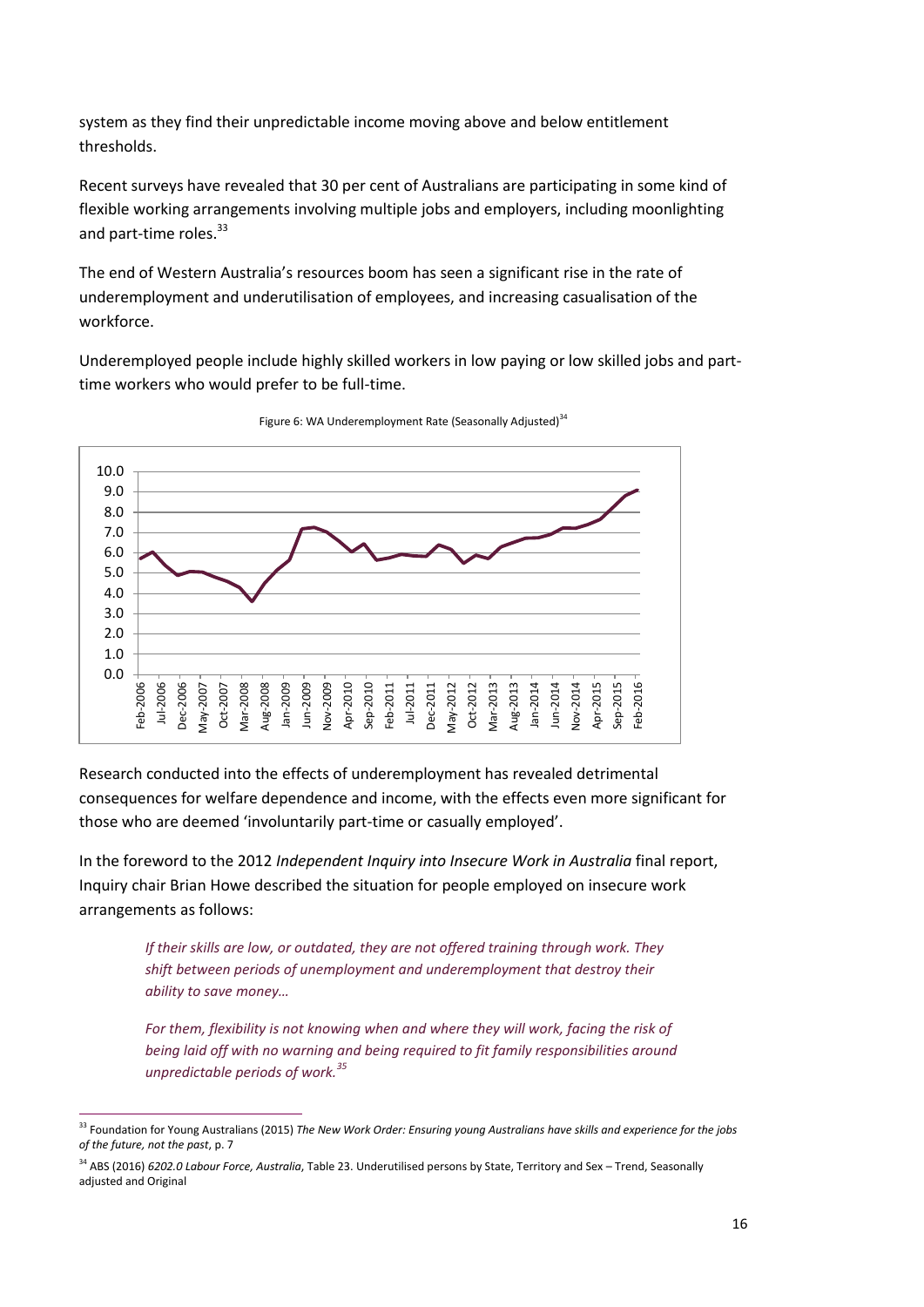system as they find their unpredictable income moving above and below entitlement thresholds.

Recent surveys have revealed that 30 per cent of Australians are participating in some kind of flexible working arrangements involving multiple jobs and employers, including moonlighting and part-time roles.[33]

The end of Western Australia's resources boom has seen a significant rise in the rate of underemployment and underutilisation of employees, and increasing casualisation of the workforce.

Underemployed people include highly skilled workers in low paying or low skilled jobs and part-time workers who would prefer to be full-time.

Figure 6: WA Underemployment Rate (Seasonally Adjusted)[34]

Research conducted into the effects of underemployment has revealed detrimental consequences for welfare dependence and income, with the effects even more significant for those who are deemed 'involuntarily part-time or casually employed'.

In the foreword to the 2012 *Independent Inquiry into Insecure Work in Australia* final report, Inquiry chair Brian Howe described the situation for people employed on insecure work arrangements as follows:

> *If their skills are low, or outdated, they are not offered training through work. They shift between periods of unemployment and underemployment that destroy their ability to save money…*
>
> *For them, flexibility is not knowing when and where they will work, facing the risk of being laid off with no warning and being required to fit family responsibilities around unpredictable periods of work.*[35]

---

[33] Foundation for Young Australians (2015) *The New Work Order: Ensuring young Australians have skills and experience for the jobs of the future, not the past*, p. 7

[34] ABS (2016) *6202.0 Labour Force, Australia*, Table 23. Underutilised persons by State, Territory and Sex – Trend, Seasonally adjusted and Original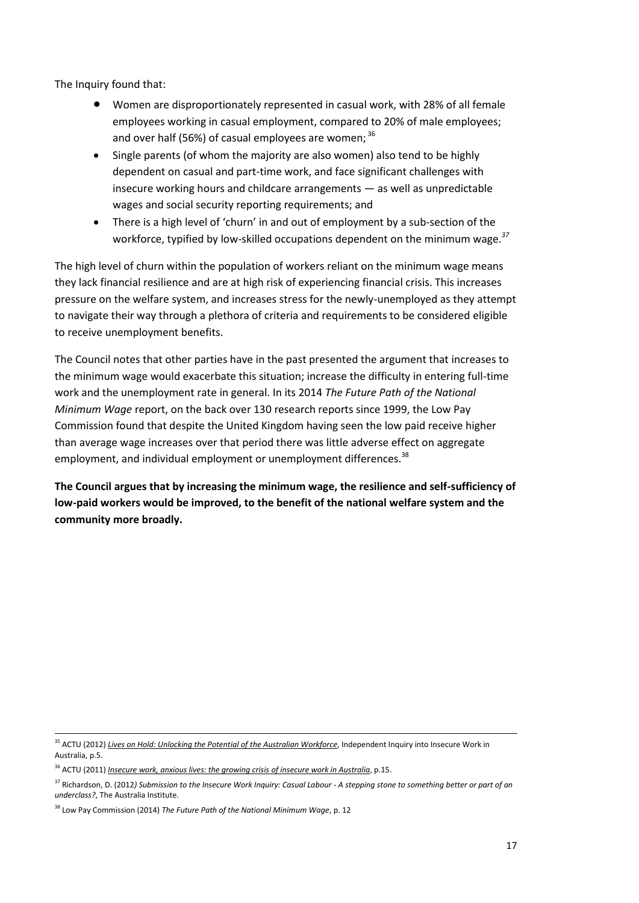The Inquiry found that:

- Women are disproportionately represented in casual work, with 28% of all female employees working in casual employment, compared to 20% of male employees; and over half (56%) of casual employees are women; [36]
- Single parents (of whom the majority are also women) also tend to be highly dependent on casual and part-time work, and face significant challenges with insecure working hours and childcare arrangements — as well as unpredictable wages and social security reporting requirements; and
- There is a high level of 'churn' in and out of employment by a sub-section of the workforce, typified by low-skilled occupations dependent on the minimum wage.[37]

The high level of churn within the population of workers reliant on the minimum wage means they lack financial resilience and are at high risk of experiencing financial crisis. This increases pressure on the welfare system, and increases stress for the newly-unemployed as they attempt to navigate their way through a plethora of criteria and requirements to be considered eligible to receive unemployment benefits.

The Council notes that other parties have in the past presented the argument that increases to the minimum wage would exacerbate this situation; increase the difficulty in entering full-time work and the unemployment rate in general. In its 2014 *The Future Path of the National Minimum Wage* report, on the back over 130 research reports since 1999, the Low Pay Commission found that despite the United Kingdom having seen the low paid receive higher than average wage increases over that period there was little adverse effect on aggregate employment, and individual employment or unemployment differences.[38]

**The Council argues that by increasing the minimum wage, the resilience and self-sufficiency of low-paid workers would be improved, to the benefit of the national welfare system and the community more broadly.**

---

[35] ACTU (2012) *Lives on Hold: Unlocking the Potential of the Australian Workforce*, Independent Inquiry into Insecure Work in Australia, p.5.

[36] ACTU (2011) *Insecure work, anxious lives: the growing crisis of insecure work in Australia*, p.15.

[37] Richardson, D. (2012) *Submission to the Insecure Work Inquiry: Casual Labour - A stepping stone to something better or part of an underclass?*, The Australia Institute.

[38] Low Pay Commission (2014) *The Future Path of the National Minimum Wage*, p. 12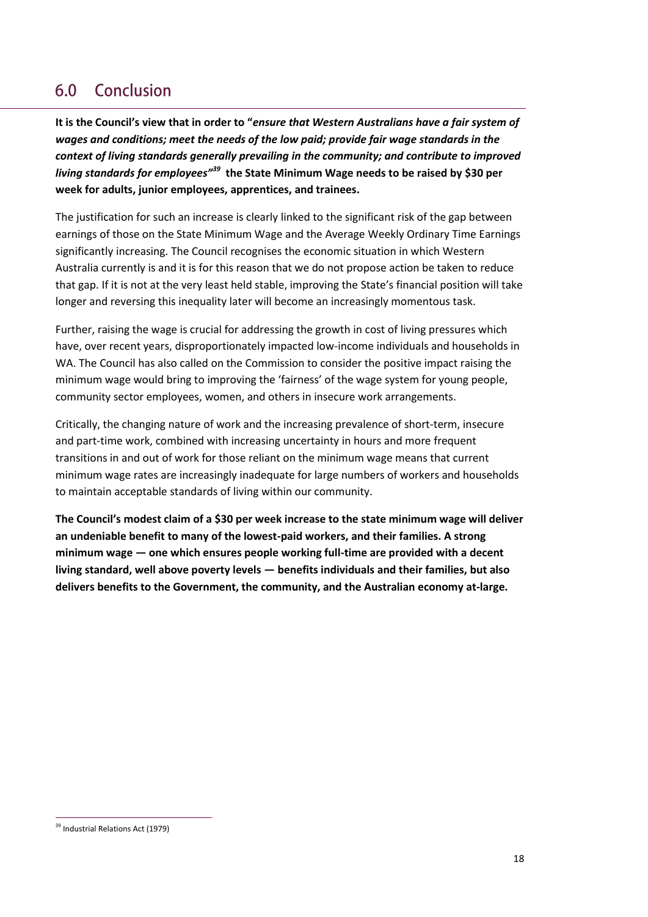## 6.0 Conclusion

**It is the Council's view that in order to "*ensure that Western Australians have a fair system of wages and conditions; meet the needs of the low paid; provide fair wage standards in the context of living standards generally prevailing in the community; and contribute to improved living standards for employees*"[39] the State Minimum Wage needs to be raised by $30 per week for adults, junior employees, apprentices, and trainees.**

The justification for such an increase is clearly linked to the significant risk of the gap between earnings of those on the State Minimum Wage and the Average Weekly Ordinary Time Earnings significantly increasing. The Council recognises the economic situation in which Western Australia currently is and it is for this reason that we do not propose action be taken to reduce that gap. If it is not at the very least held stable, improving the State's financial position will take longer and reversing this inequality later will become an increasingly momentous task.

Further, raising the wage is crucial for addressing the growth in cost of living pressures which have, over recent years, disproportionately impacted low-income individuals and households in WA. The Council has also called on the Commission to consider the positive impact raising the minimum wage would bring to improving the 'fairness' of the wage system for young people, community sector employees, women, and others in insecure work arrangements.

Critically, the changing nature of work and the increasing prevalence of short-term, insecure and part-time work, combined with increasing uncertainty in hours and more frequent transitions in and out of work for those reliant on the minimum wage means that current minimum wage rates are increasingly inadequate for large numbers of workers and households to maintain acceptable standards of living within our community.

**The Council's modest claim of a $30 per week increase to the state minimum wage will deliver an undeniable benefit to many of the lowest-paid workers, and their families. A strong minimum wage — one which ensures people working full-time are provided with a decent living standard, well above poverty levels — benefits individuals and their families, but also delivers benefits to the Government, the community, and the Australian economy at-large.**

---

[39] Industrial Relations Act (1979)